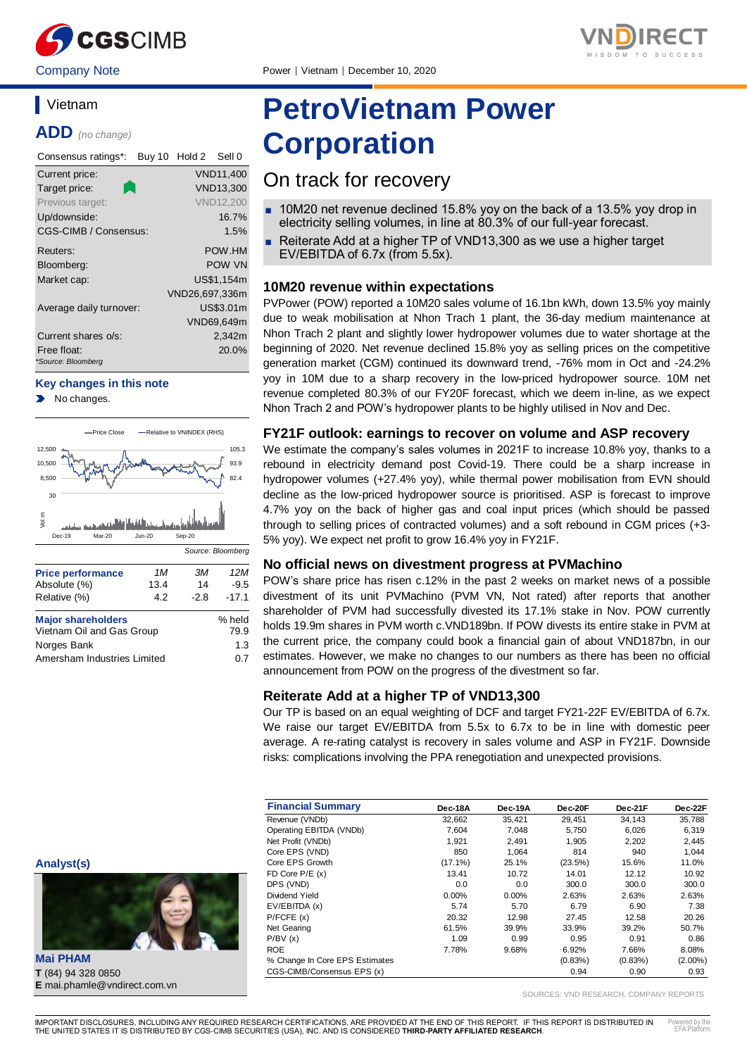Company Note

Power | Vietnam | December 10, 2020

# PetroVietnam Power Corporation

## On track for recovery

- 10M20 net revenue declined 15.8% yoy on the back of a 13.5% yoy drop in electricity selling volumes, in line at 80.3% of our full-year forecast.
- Reiterate Add at a higher TP of VND13,300 as we use a higher target EV/EBITDA of 6.7x (from 5.5x).

### 10M20 revenue within expectations

PVPower (POW) reported a 10M20 sales volume of 16.1bn kWh, down 13.5% yoy mainly due to weak mobilisation at Nhon Trach 1 plant, the 36-day medium maintenance at Nhon Trach 2 plant and slightly lower hydropower volumes due to water shortage at the beginning of 2020. Net revenue declined 15.8% yoy as selling prices on the competitive generation market (CGM) continued its downward trend, -76% mom in Oct and -24.2% yoy in 10M due to a sharp recovery in the low-priced hydropower source. 10M net revenue completed 80.3% of our FY20F forecast, which we deem in-line, as we expect Nhon Trach 2 and POW's hydropower plants to be highly utilised in Nov and Dec.

### FY21F outlook: earnings to recover on volume and ASP recovery

We estimate the company's sales volumes in 2021F to increase 10.8% yoy, thanks to a rebound in electricity demand post Covid-19. There could be a sharp increase in hydropower volumes (+27.4% yoy), while thermal power mobilisation from EVN should decline as the low-priced hydropower source is prioritised. ASP is forecast to improve 4.7% yoy on the back of higher gas and coal input prices (which should be passed through to selling prices of contracted volumes) and a soft rebound in CGM prices (+3-5% yoy). We expect net profit to grow 16.4% yoy in FY21F.

### No official news on divestment progress at PVMachino

POW's share price has risen c.12% in the past 2 weeks on market news of a possible divestment of its unit PVMachino (PVM VN, Not rated) after reports that another shareholder of PVM had successfully divested its 17.1% stake in Nov. POW currently holds 19.9m shares in PVM worth c.VND189bn. If POW divests its entire stake in PVM at the current price, the company could book a financial gain of about VND187bn, in our estimates. However, we make no changes to our numbers as there has been no official announcement from POW on the progress of the divestment so far.

### Reiterate Add at a higher TP of VND13,300

Our TP is based on an equal weighting of DCF and target FY21-22F EV/EBITDA of 6.7x. We raise our target EV/EBITDA from 5.5x to 6.7x to be in line with domestic peer average. A re-rating catalyst is recovery in sales volume and ASP in FY21F. Downside risks: complications involving the PPA renegotiation and unexpected provisions.

| Financial Summary | Dec-18A | Dec-19A | Dec-20F | Dec-21F | Dec-22F |
|---|---|---|---|---|---|
| Revenue (VNDb) | 32,662 | 35,421 | 29,451 | 34,143 | 35,788 |
| Operating EBITDA (VNDb) | 7,604 | 7,048 | 5,750 | 6,026 | 6,319 |
| Net Profit (VNDb) | 1,921 | 2,491 | 1,905 | 2,202 | 2,445 |
| Core EPS (VND) | 850 | 1,064 | 814 | 940 | 1,044 |
| Core EPS Growth | (17.1%) | 25.1% | (23.5%) | 15.6% | 11.0% |
| FD Core P/E (x) | 13.41 | 10.72 | 14.01 | 12.12 | 10.92 |
| DPS (VND) | 0.0 | 0.0 | 300.0 | 300.0 | 300.0 |
| Dividend Yield | 0.00% | 0.00% | 2.63% | 2.63% | 2.63% |
| EV/EBITDA (x) | 5.74 | 5.70 | 6.79 | 6.90 | 7.38 |
| P/FCFE (x) | 20.32 | 12.98 | 27.45 | 12.58 | 20.26 |
| Net Gearing | 61.5% | 39.9% | 33.9% | 39.2% | 50.7% |
| P/BV (x) | 1.09 | 0.99 | 0.95 | 0.91 | 0.86 |
| ROE | 7.78% | 9.68% | 6.92% | 7.66% | 8.08% |
| % Change In Core EPS Estimates | | | (0.83%) | (0.83%) | (2.00%) |
| CGS-CIMB/Consensus EPS (x) | | | 0.94 | 0.90 | 0.93 |

SOURCES: VND RESEARCH, COMPANY REPORTS

## Vietnam

**ADD** *(no change)*

| Consensus ratings*: | Buy 10 | Hold 2 | Sell 0 |
|---|---|---|---|

| | |
|---|---|
| Current price: | VND11,400 |
| Target price: | VND13,300 |
| Previous target: | VND12,200 |
| Up/downside: | 16.7% |
| CGS-CIMB / Consensus: | 1.5% |
| Reuters: | POW.HM |
| Bloomberg: | POW VN |
| Market cap: | US$1,154m |
| | VND26,697,336m |
| Average daily turnover: | US$3.01m |
| | VND69,649m |
| Current shares o/s: | 2,342m |
| Free float: | 20.0% |

*Source: Bloomberg

**Key changes in this note**

- No changes.

Source: Bloomberg

| Price performance | 1M | 3M | 12M |
|---|---|---|---|
| Absolute (%) | 13.4 | 14 | -9.5 |
| Relative (%) | 4.2 | -2.8 | -17.1 |

| Major shareholders | % held |
|---|---|
| Vietnam Oil and Gas Group | 79.9 |
| Norges Bank | 1.3 |
| Amersham Industries Limited | 0.7 |

**Analyst(s)**

**Mai PHAM**
**T** (84) 94 328 0850
**E** mai.phamle@vndirect.com.vn

IMPORTANT DISCLOSURES, INCLUDING ANY REQUIRED RESEARCH CERTIFICATIONS, ARE PROVIDED AT THE END OF THIS REPORT. IF THIS REPORT IS DISTRIBUTED IN THE UNITED STATES IT IS DISTRIBUTED BY CGS-CIMB SECURITIES (USA), INC. AND IS CONSIDERED **THIRD-PARTY AFFILIATED RESEARCH**.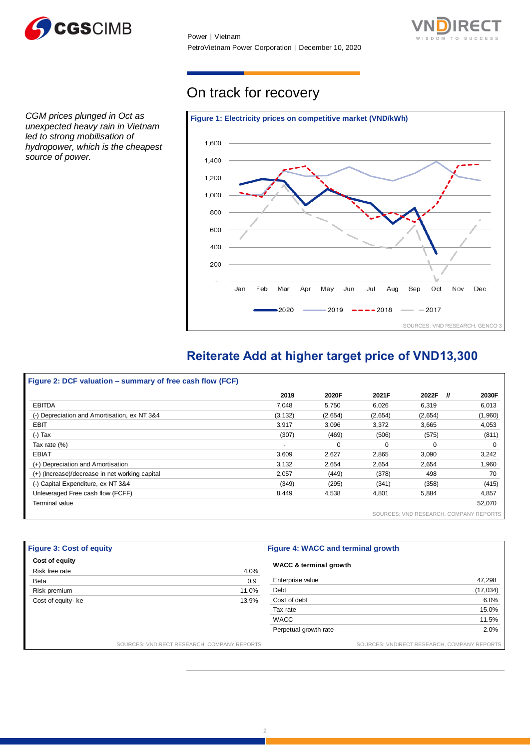## On track for recovery

*CGM prices plunged in Oct as unexpected heavy rain in Vietnam led to strong mobilisation of hydropower, which is the cheapest source of power.*

**Figure 1: Electricity prices on competitive market (VND/kWh)**

SOURCES: VND RESEARCH, GENCO 3

## Reiterate Add at higher target price of VND13,300

**Figure 2: DCF valuation – summary of free cash flow (FCF)**

| | 2019 | 2020F | 2021F | 2022F // | 2030F |
|---|---|---|---|---|---|
| EBITDA | 7,048 | 5,750 | 6,026 | 6,319 | 6,013 |
| (-) Depreciation and Amortisation, ex NT 3&4 | (3,132) | (2,654) | (2,654) | (2,654) | (1,960) |
| EBIT | 3,917 | 3,096 | 3,372 | 3,665 | 4,053 |
| (-) Tax | (307) | (469) | (506) | (575) | (811) |
| Tax rate (%) | - | 0 | 0 | 0 | 0 |
| EBIAT | 3,609 | 2,627 | 2,865 | 3,090 | 3,242 |
| (+) Depreciation and Amortisation | 3,132 | 2,654 | 2,654 | 2,654 | 1,960 |
| (+) (Increase)/decrease in net working capital | 2,057 | (449) | (378) | 498 | 70 |
| (-) Capital Expenditure, ex NT 3&4 | (349) | (295) | (341) | (358) | (415) |
| Unleveraged Free cash flow (FCFF) | 8,449 | 4,538 | 4,801 | 5,884 | 4,857 |
| Terminal value | | | | | 52,070 |

SOURCES: VND RESEARCH, COMPANY REPORTS

**Figure 3: Cost of equity**

| Cost of equity | |
|---|---|
| Risk free rate | 4.0% |
| Beta | 0.9 |
| Risk premium | 11.0% |
| Cost of equity- ke | 13.9% |

SOURCES: VNDIRECT RESEARCH, COMPANY REPORTS

**Figure 4: WACC and terminal growth**

| WACC & terminal growth | |
|---|---|
| Enterprise value | 47,298 |
| Debt | (17,034) |
| Cost of debt | 6.0% |
| Tax rate | 15.0% |
| WACC | 11.5% |
| Perpetual growth rate | 2.0% |

SOURCES: VNDIRECT RESEARCH, COMPANY REPORTS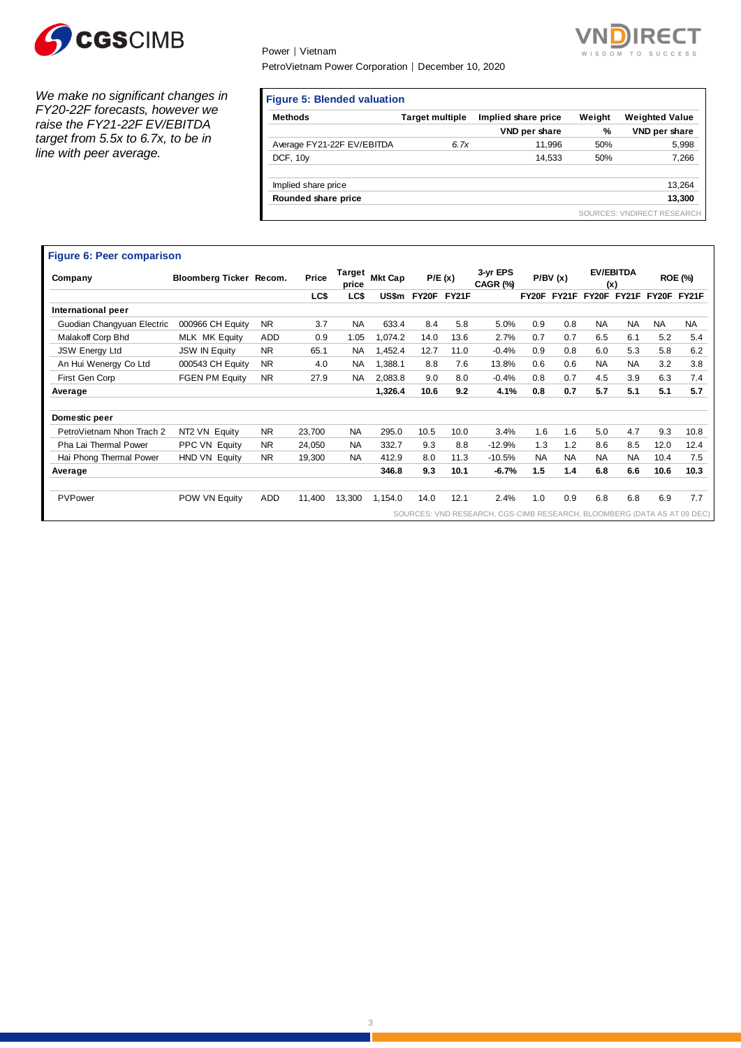*We make no significant changes in FY20-22F forecasts, however we raise the FY21-22F EV/EBITDA target from 5.5x to 6.7x, to be in line with peer average.*

**Figure 5: Blended valuation**

| Methods | Target multiple | Implied share price | Weight | Weighted Value |
|---|---|---|---|---|
| | | VND per share | % | VND per share |
| Average FY21-22F EV/EBITDA | *6.7x* | 11,996 | 50% | 5,998 |
| DCF, 10y | | 14,533 | 50% | 7,266 |
| | | | | |
| Implied share price | | | | 13,264 |
| **Rounded share price** | | | | **13,300** |

SOURCES: VNDIRECT RESEARCH

**Figure 6: Peer comparison**

| Company | Bloomberg Ticker | Recom. | Price | Target price | Mkt Cap | P/E (x) | | 3-yr EPS CAGR (%) | P/BV (x) | | EV/EBITDA (x) | | ROE (%) | |
|---|---|---|---|---|---|---|---|---|---|---|---|---|---|---|
| | | | LC$ | LC$ | US$m | FY20F | FY21F | | FY20F | FY21F | FY20F | FY21F | FY20F | FY21F |
| **International peer** | | | | | | | | | | | | | | |
| Guodian Changyuan Electric | 000966 CH Equity | NR | 3.7 | NA | 633.4 | 8.4 | 5.8 | 5.0% | 0.9 | 0.8 | NA | NA | NA | NA |
| Malakoff Corp Bhd | MLK MK Equity | ADD | 0.9 | 1.05 | 1,074.2 | 14.0 | 13.6 | 2.7% | 0.7 | 0.7 | 6.5 | 6.1 | 5.2 | 5.4 |
| JSW Energy Ltd | JSW IN Equity | NR | 65.1 | NA | 1,452.4 | 12.7 | 11.0 | -0.4% | 0.9 | 0.8 | 6.0 | 5.3 | 5.8 | 6.2 |
| An Hui Wenergy Co Ltd | 000543 CH Equity | NR | 4.0 | NA | 1,388.1 | 8.8 | 7.6 | 13.8% | 0.6 | 0.6 | NA | NA | 3.2 | 3.8 |
| First Gen Corp | FGEN PM Equity | NR | 27.9 | NA | 2,083.8 | 9.0 | 8.0 | -0.4% | 0.8 | 0.7 | 4.5 | 3.9 | 6.3 | 7.4 |
| **Average** | | | | | **1,326.4** | **10.6** | **9.2** | **4.1%** | **0.8** | **0.7** | **5.7** | **5.1** | **5.1** | **5.7** |
| | | | | | | | | | | | | | | |
| **Domestic peer** | | | | | | | | | | | | | | |
| PetroVietnam Nhon Trach 2 | NT2 VN Equity | NR | 23,700 | NA | 295.0 | 10.5 | 10.0 | 3.4% | 1.6 | 1.6 | 5.0 | 4.7 | 9.3 | 10.8 |
| Pha Lai Thermal Power | PPC VN Equity | NR | 24,050 | NA | 332.7 | 9.3 | 8.8 | -12.9% | 1.3 | 1.2 | 8.6 | 8.5 | 12.0 | 12.4 |
| Hai Phong Thermal Power | HND VN Equity | NR | 19,300 | NA | 412.9 | 8.0 | 11.3 | -10.5% | NA | NA | NA | NA | 10.4 | 7.5 |
| **Average** | | | | | **346.8** | **9.3** | **10.1** | **-6.7%** | **1.5** | **1.4** | **6.8** | **6.6** | **10.6** | **10.3** |
| | | | | | | | | | | | | | | |
| PVPower | POW VN Equity | ADD | 11,400 | 13,300 | 1,154.0 | 14.0 | 12.1 | 2.4% | 1.0 | 0.9 | 6.8 | 6.8 | 6.9 | 7.7 |

SOURCES: VND RESEARCH, CGS-CIMB RESEARCH, BLOOMBERG (DATA AS AT 09 DEC)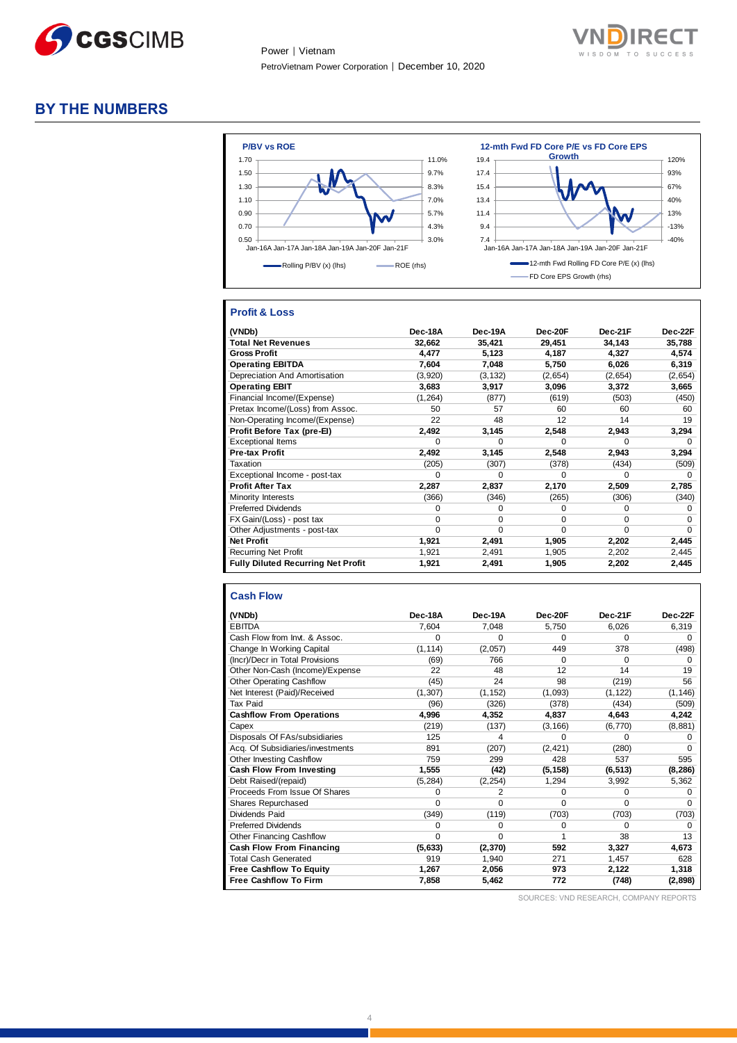# BY THE NUMBERS

**P/BV vs ROE**

Rolling P/BV (x) (lhs) — ROE (rhs)

**12-mth Fwd FD Core P/E vs FD Core EPS Growth**

12-mth Fwd Rolling FD Core P/E (x) (lhs) — FD Core EPS Growth (rhs)

## Profit & Loss

| (VNDb) | Dec-18A | Dec-19A | Dec-20F | Dec-21F | Dec-22F |
|---|---|---|---|---|---|
| **Total Net Revenues** | **32,662** | **35,421** | **29,451** | **34,143** | **35,788** |
| **Gross Profit** | **4,477** | **5,123** | **4,187** | **4,327** | **4,574** |
| **Operating EBITDA** | **7,604** | **7,048** | **5,750** | **6,026** | **6,319** |
| Depreciation And Amortisation | (3,920) | (3,132) | (2,654) | (2,654) | (2,654) |
| **Operating EBIT** | **3,683** | **3,917** | **3,096** | **3,372** | **3,665** |
| Financial Income/(Expense) | (1,264) | (877) | (619) | (503) | (450) |
| Pretax Income/(Loss) from Assoc. | 50 | 57 | 60 | 60 | 60 |
| Non-Operating Income/(Expense) | 22 | 48 | 12 | 14 | 19 |
| **Profit Before Tax (pre-EI)** | **2,492** | **3,145** | **2,548** | **2,943** | **3,294** |
| Exceptional Items | 0 | 0 | 0 | 0 | 0 |
| **Pre-tax Profit** | **2,492** | **3,145** | **2,548** | **2,943** | **3,294** |
| Taxation | (205) | (307) | (378) | (434) | (509) |
| Exceptional Income - post-tax | 0 | 0 | 0 | 0 | 0 |
| **Profit After Tax** | **2,287** | **2,837** | **2,170** | **2,509** | **2,785** |
| Minority Interests | (366) | (346) | (265) | (306) | (340) |
| Preferred Dividends | 0 | 0 | 0 | 0 | 0 |
| FX Gain/(Loss) - post tax | 0 | 0 | 0 | 0 | 0 |
| Other Adjustments - post-tax | 0 | 0 | 0 | 0 | 0 |
| **Net Profit** | **1,921** | **2,491** | **1,905** | **2,202** | **2,445** |
| Recurring Net Profit | 1,921 | 2,491 | 1,905 | 2,202 | 2,445 |
| **Fully Diluted Recurring Net Profit** | **1,921** | **2,491** | **1,905** | **2,202** | **2,445** |

## Cash Flow

| (VNDb) | Dec-18A | Dec-19A | Dec-20F | Dec-21F | Dec-22F |
|---|---|---|---|---|---|
| EBITDA | 7,604 | 7,048 | 5,750 | 6,026 | 6,319 |
| Cash Flow from Invt. & Assoc. | 0 | 0 | 0 | 0 | 0 |
| Change In Working Capital | (1,114) | (2,057) | 449 | 378 | (498) |
| (Incr)/Decr in Total Provisions | (69) | 766 | 0 | 0 | 0 |
| Other Non-Cash (Income)/Expense | 22 | 48 | 12 | 14 | 19 |
| Other Operating Cashflow | (45) | 24 | 98 | (219) | 56 |
| Net Interest (Paid)/Received | (1,307) | (1,152) | (1,093) | (1,122) | (1,146) |
| Tax Paid | (96) | (326) | (378) | (434) | (509) |
| **Cashflow From Operations** | **4,996** | **4,352** | **4,837** | **4,643** | **4,242** |
| Capex | (219) | (137) | (3,166) | (6,770) | (8,881) |
| Disposals Of FAs/subsidiaries | 125 | 4 | 0 | 0 | 0 |
| Acq. Of Subsidiaries/investments | 891 | (207) | (2,421) | (280) | 0 |
| Other Investing Cashflow | 759 | 299 | 428 | 537 | 595 |
| **Cash Flow From Investing** | **1,555** | **(42)** | **(5,158)** | **(6,513)** | **(8,286)** |
| Debt Raised/(repaid) | (5,284) | (2,254) | 1,294 | 3,992 | 5,362 |
| Proceeds From Issue Of Shares | 0 | 2 | 0 | 0 | 0 |
| Shares Repurchased | 0 | 0 | 0 | 0 | 0 |
| Dividends Paid | (349) | (119) | (703) | (703) | (703) |
| Preferred Dividends | 0 | 0 | 0 | 0 | 0 |
| Other Financing Cashflow | 0 | 0 | 1 | 38 | 13 |
| **Cash Flow From Financing** | **(5,633)** | **(2,370)** | **592** | **3,327** | **4,673** |
| Total Cash Generated | 919 | 1,940 | 271 | 1,457 | 628 |
| **Free Cashflow To Equity** | **1,267** | **2,056** | **973** | **2,122** | **1,318** |
| **Free Cashflow To Firm** | **7,858** | **5,462** | **772** | **(748)** | **(2,898)** |

SOURCES: VND RESEARCH, COMPANY REPORTS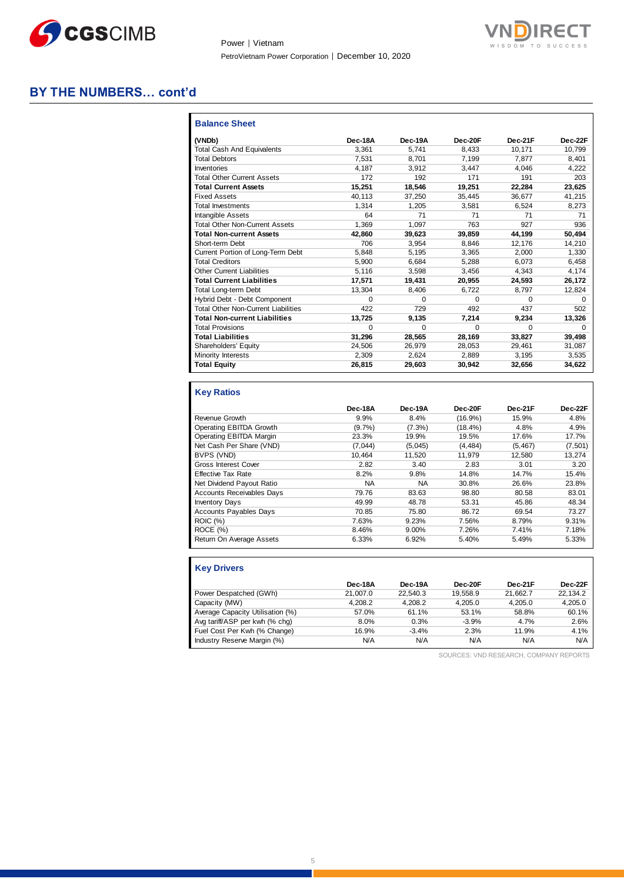# BY THE NUMBERS… cont'd

### Balance Sheet

| (VNDb) | Dec-18A | Dec-19A | Dec-20F | Dec-21F | Dec-22F |
|---|---|---|---|---|---|
| Total Cash And Equivalents | 3,361 | 5,741 | 8,433 | 10,171 | 10,799 |
| Total Debtors | 7,531 | 8,701 | 7,199 | 7,877 | 8,401 |
| Inventories | 4,187 | 3,912 | 3,447 | 4,046 | 4,222 |
| Total Other Current Assets | 172 | 192 | 171 | 191 | 203 |
| **Total Current Assets** | **15,251** | **18,546** | **19,251** | **22,284** | **23,625** |
| Fixed Assets | 40,113 | 37,250 | 35,445 | 36,677 | 41,215 |
| Total Investments | 1,314 | 1,205 | 3,581 | 6,524 | 8,273 |
| Intangible Assets | 64 | 71 | 71 | 71 | 71 |
| Total Other Non-Current Assets | 1,369 | 1,097 | 763 | 927 | 936 |
| **Total Non-current Assets** | **42,860** | **39,623** | **39,859** | **44,199** | **50,494** |
| Short-term Debt | 706 | 3,954 | 8,846 | 12,176 | 14,210 |
| Current Portion of Long-Term Debt | 5,848 | 5,195 | 3,365 | 2,000 | 1,330 |
| Total Creditors | 5,900 | 6,684 | 5,288 | 6,073 | 6,458 |
| Other Current Liabilities | 5,116 | 3,598 | 3,456 | 4,343 | 4,174 |
| **Total Current Liabilities** | **17,571** | **19,431** | **20,955** | **24,593** | **26,172** |
| Total Long-term Debt | 13,304 | 8,406 | 6,722 | 8,797 | 12,824 |
| Hybrid Debt - Debt Component | 0 | 0 | 0 | 0 | 0 |
| Total Other Non-Current Liabilities | 422 | 729 | 492 | 437 | 502 |
| **Total Non-current Liabilities** | **13,725** | **9,135** | **7,214** | **9,234** | **13,326** |
| Total Provisions | 0 | 0 | 0 | 0 | 0 |
| **Total Liabilities** | **31,296** | **28,565** | **28,169** | **33,827** | **39,498** |
| Shareholders' Equity | 24,506 | 26,979 | 28,053 | 29,461 | 31,087 |
| Minority Interests | 2,309 | 2,624 | 2,889 | 3,195 | 3,535 |
| **Total Equity** | **26,815** | **29,603** | **30,942** | **32,656** | **34,622** |

### Key Ratios

| | Dec-18A | Dec-19A | Dec-20F | Dec-21F | Dec-22F |
|---|---|---|---|---|---|
| Revenue Growth | 9.9% | 8.4% | (16.9%) | 15.9% | 4.8% |
| Operating EBITDA Growth | (9.7%) | (7.3%) | (18.4%) | 4.8% | 4.9% |
| Operating EBITDA Margin | 23.3% | 19.9% | 19.5% | 17.6% | 17.7% |
| Net Cash Per Share (VND) | (7,044) | (5,045) | (4,484) | (5,467) | (7,501) |
| BVPS (VND) | 10,464 | 11,520 | 11,979 | 12,580 | 13,274 |
| Gross Interest Cover | 2.82 | 3.40 | 2.83 | 3.01 | 3.20 |
| Effective Tax Rate | 8.2% | 9.8% | 14.8% | 14.7% | 15.4% |
| Net Dividend Payout Ratio | NA | NA | 30.8% | 26.6% | 23.8% |
| Accounts Receivables Days | 79.76 | 83.63 | 98.80 | 80.58 | 83.01 |
| Inventory Days | 49.99 | 48.78 | 53.31 | 45.86 | 48.34 |
| Accounts Payables Days | 70.85 | 75.80 | 86.72 | 69.54 | 73.27 |
| ROIC (%) | 7.63% | 9.23% | 7.56% | 8.79% | 9.31% |
| ROCE (%) | 8.46% | 9.00% | 7.26% | 7.41% | 7.18% |
| Return On Average Assets | 6.33% | 6.92% | 5.40% | 5.49% | 5.33% |

### Key Drivers

| | Dec-18A | Dec-19A | Dec-20F | Dec-21F | Dec-22F |
|---|---|---|---|---|---|
| Power Despatched (GWh) | 21,007.0 | 22,540.3 | 19,558.9 | 21,662.7 | 22,134.2 |
| Capacity (MW) | 4,208.2 | 4,208.2 | 4,205.0 | 4,205.0 | 4,205.0 |
| Average Capacity Utilisation (%) | 57.0% | 61.1% | 53.1% | 58.8% | 60.1% |
| Avg tariff/ASP per kwh (% chg) | 8.0% | 0.3% | -3.9% | 4.7% | 2.6% |
| Fuel Cost Per Kwh (% Change) | 16.9% | -3.4% | 2.3% | 11.9% | 4.1% |
| Industry Reserve Margin (%) | N/A | N/A | N/A | N/A | N/A |

SOURCES: VND RESEARCH, COMPANY REPORTS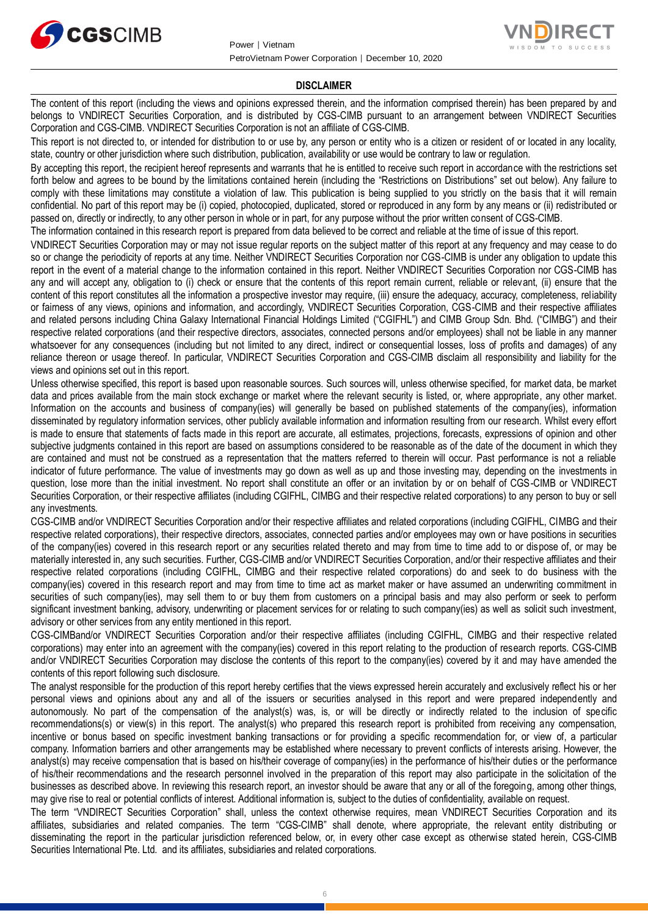## DISCLAIMER

The content of this report (including the views and opinions expressed therein, and the information comprised therein) has been prepared by and belongs to VNDIRECT Securities Corporation, and is distributed by CGS-CIMB pursuant to an arrangement between VNDIRECT Securities Corporation and CGS-CIMB. VNDIRECT Securities Corporation is not an affiliate of CGS-CIMB.

This report is not directed to, or intended for distribution to or use by, any person or entity who is a citizen or resident of or located in any locality, state, country or other jurisdiction where such distribution, publication, availability or use would be contrary to law or regulation.

By accepting this report, the recipient hereof represents and warrants that he is entitled to receive such report in accordance with the restrictions set forth below and agrees to be bound by the limitations contained herein (including the "Restrictions on Distributions" set out below). Any failure to comply with these limitations may constitute a violation of law. This publication is being supplied to you strictly on the basis that it will remain confidential. No part of this report may be (i) copied, photocopied, duplicated, stored or reproduced in any form by any means or (ii) redistributed or passed on, directly or indirectly, to any other person in whole or in part, for any purpose without the prior written consent of CGS-CIMB.

The information contained in this research report is prepared from data believed to be correct and reliable at the time of issue of this report.

VNDIRECT Securities Corporation may or may not issue regular reports on the subject matter of this report at any frequency and may cease to do so or change the periodicity of reports at any time. Neither VNDIRECT Securities Corporation nor CGS-CIMB is under any obligation to update this report in the event of a material change to the information contained in this report. Neither VNDIRECT Securities Corporation nor CGS-CIMB has any and will accept any, obligation to (i) check or ensure that the contents of this report remain current, reliable or relevant, (ii) ensure that the content of this report constitutes all the information a prospective investor may require, (iii) ensure the adequacy, accuracy, completeness, reliability or fairness of any views, opinions and information, and accordingly, VNDIRECT Securities Corporation, CGS-CIMB and their respective affiliates and related persons including China Galaxy International Financial Holdings Limited ("CGIFHL") and CIMB Group Sdn. Bhd. ("CIMBG") and their respective related corporations (and their respective directors, associates, connected persons and/or employees) shall not be liable in any manner whatsoever for any consequences (including but not limited to any direct, indirect or consequential losses, loss of profits and damages) of any reliance thereon or usage thereof. In particular, VNDIRECT Securities Corporation and CGS-CIMB disclaim all responsibility and liability for the views and opinions set out in this report.

Unless otherwise specified, this report is based upon reasonable sources. Such sources will, unless otherwise specified, for market data, be market data and prices available from the main stock exchange or market where the relevant security is listed, or, where appropriate, any other market. Information on the accounts and business of company(ies) will generally be based on published statements of the company(ies), information disseminated by regulatory information services, other publicly available information and information resulting from our research. Whilst every effort is made to ensure that statements of facts made in this report are accurate, all estimates, projections, forecasts, expressions of opinion and other subjective judgments contained in this report are based on assumptions considered to be reasonable as of the date of the document in which they are contained and must not be construed as a representation that the matters referred to therein will occur. Past performance is not a reliable indicator of future performance. The value of investments may go down as well as up and those investing may, depending on the investments in question, lose more than the initial investment. No report shall constitute an offer or an invitation by or on behalf of CGS-CIMB or VNDIRECT Securities Corporation, or their respective affiliates (including CGIFHL, CIMBG and their respective related corporations) to any person to buy or sell any investments.

CGS-CIMB and/or VNDIRECT Securities Corporation and/or their respective affiliates and related corporations (including CGIFHL, CIMBG and their respective related corporations), their respective directors, associates, connected parties and/or employees may own or have positions in securities of the company(ies) covered in this research report or any securities related thereto and may from time to time add to or dispose of, or may be materially interested in, any such securities. Further, CGS-CIMB and/or VNDIRECT Securities Corporation, and/or their respective affiliates and their respective related corporations (including CGIFHL, CIMBG and their respective related corporations) do and seek to do business with the company(ies) covered in this research report and may from time to time act as market maker or have assumed an underwriting commitment in securities of such company(ies), may sell them to or buy them from customers on a principal basis and may also perform or seek to perform significant investment banking, advisory, underwriting or placement services for or relating to such company(ies) as well as solicit such investment, advisory or other services from any entity mentioned in this report.

CGS-CIMBand/or VNDIRECT Securities Corporation and/or their respective affiliates (including CGIFHL, CIMBG and their respective related corporations) may enter into an agreement with the company(ies) covered in this report relating to the production of research reports. CGS-CIMB and/or VNDIRECT Securities Corporation may disclose the contents of this report to the company(ies) covered by it and may have amended the contents of this report following such disclosure.

The analyst responsible for the production of this report hereby certifies that the views expressed herein accurately and exclusively reflect his or her personal views and opinions about any and all of the issuers or securities analysed in this report and were prepared independently and autonomously. No part of the compensation of the analyst(s) was, is, or will be directly or indirectly related to the inclusion of specific recommendations(s) or view(s) in this report. The analyst(s) who prepared this research report is prohibited from receiving any compensation, incentive or bonus based on specific investment banking transactions or for providing a specific recommendation for, or view of, a particular company. Information barriers and other arrangements may be established where necessary to prevent conflicts of interests arising. However, the analyst(s) may receive compensation that is based on his/their coverage of company(ies) in the performance of his/their duties or the performance of his/their recommendations and the research personnel involved in the preparation of this report may also participate in the solicitation of the businesses as described above. In reviewing this research report, an investor should be aware that any or all of the foregoing, among other things, may give rise to real or potential conflicts of interest. Additional information is, subject to the duties of confidentiality, available on request.

The term "VNDIRECT Securities Corporation" shall, unless the context otherwise requires, mean VNDIRECT Securities Corporation and its affiliates, subsidiaries and related companies. The term "CGS-CIMB" shall denote, where appropriate, the relevant entity distributing or disseminating the report in the particular jurisdiction referenced below, or, in every other case except as otherwise stated herein, CGS-CIMB Securities International Pte. Ltd. and its affiliates, subsidiaries and related corporations.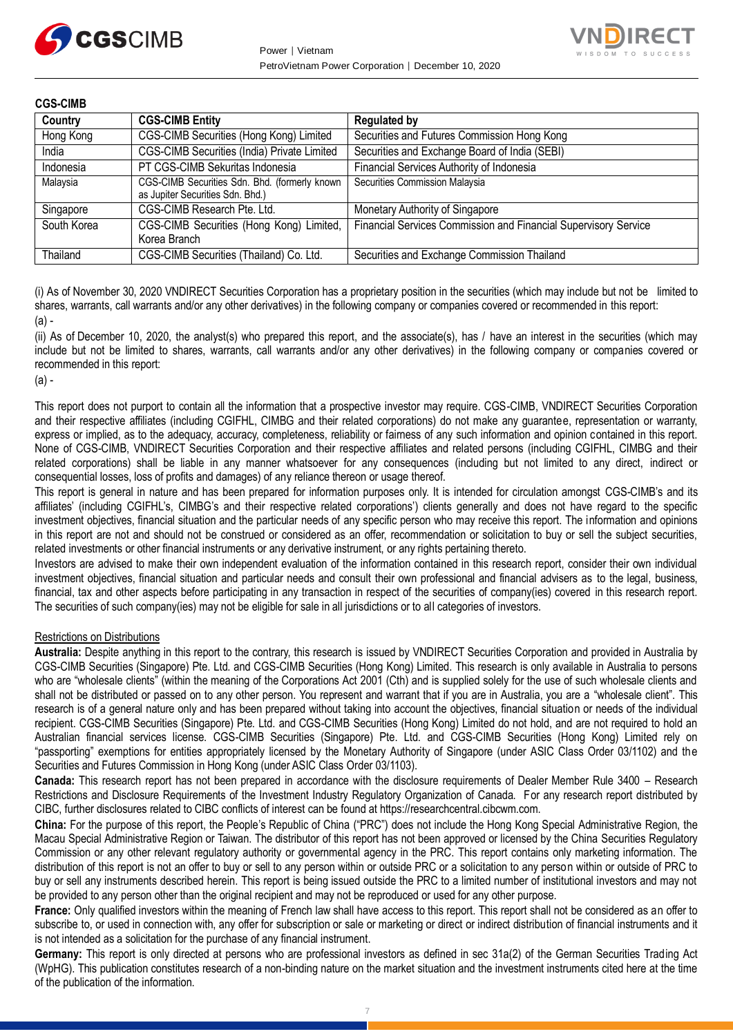**CGS-CIMB**

| Country | CGS-CIMB Entity | Regulated by |
|---|---|---|
| Hong Kong | CGS-CIMB Securities (Hong Kong) Limited | Securities and Futures Commission Hong Kong |
| India | CGS-CIMB Securities (India) Private Limited | Securities and Exchange Board of India (SEBI) |
| Indonesia | PT CGS-CIMB Sekuritas Indonesia | Financial Services Authority of Indonesia |
| Malaysia | CGS-CIMB Securities Sdn. Bhd. (formerly known as Jupiter Securities Sdn. Bhd.) | Securities Commission Malaysia |
| Singapore | CGS-CIMB Research Pte. Ltd. | Monetary Authority of Singapore |
| South Korea | CGS-CIMB Securities (Hong Kong) Limited, Korea Branch | Financial Services Commission and Financial Supervisory Service |
| Thailand | CGS-CIMB Securities (Thailand) Co. Ltd. | Securities and Exchange Commission Thailand |

(i) As of November 30, 2020 VNDIRECT Securities Corporation has a proprietary position in the securities (which may include but not be limited to shares, warrants, call warrants and/or any other derivatives) in the following company or companies covered or recommended in this report:

(a) -

(ii) As of December 10, 2020, the analyst(s) who prepared this report, and the associate(s), has / have an interest in the securities (which may include but not be limited to shares, warrants, call warrants and/or any other derivatives) in the following company or companies covered or recommended in this report:

(a) -

This report does not purport to contain all the information that a prospective investor may require. CGS-CIMB, VNDIRECT Securities Corporation and their respective affiliates (including CGIFHL, CIMBG and their related corporations) do not make any guarantee, representation or warranty, express or implied, as to the adequacy, accuracy, completeness, reliability or fairness of any such information and opinion contained in this report. None of CGS-CIMB, VNDIRECT Securities Corporation and their respective affiliates and related persons (including CGIFHL, CIMBG and their related corporations) shall be liable in any manner whatsoever for any consequences (including but not limited to any direct, indirect or consequential losses, loss of profits and damages) of any reliance thereon or usage thereof.

This report is general in nature and has been prepared for information purposes only. It is intended for circulation amongst CGS-CIMB's and its affiliates' (including CGIFHL's, CIMBG's and their respective related corporations') clients generally and does not have regard to the specific investment objectives, financial situation and the particular needs of any specific person who may receive this report. The information and opinions in this report are not and should not be construed or considered as an offer, recommendation or solicitation to buy or sell the subject securities, related investments or other financial instruments or any derivative instrument, or any rights pertaining thereto.

Investors are advised to make their own independent evaluation of the information contained in this research report, consider their own individual investment objectives, financial situation and particular needs and consult their own professional and financial advisers as to the legal, business, financial, tax and other aspects before participating in any transaction in respect of the securities of company(ies) covered in this research report. The securities of such company(ies) may not be eligible for sale in all jurisdictions or to all categories of investors.

Restrictions on Distributions

**Australia:** Despite anything in this report to the contrary, this research is issued by VNDIRECT Securities Corporation and provided in Australia by CGS-CIMB Securities (Singapore) Pte. Ltd. and CGS-CIMB Securities (Hong Kong) Limited. This research is only available in Australia to persons who are "wholesale clients" (within the meaning of the Corporations Act 2001 (Cth) and is supplied solely for the use of such wholesale clients and shall not be distributed or passed on to any other person. You represent and warrant that if you are in Australia, you are a "wholesale client". This research is of a general nature only and has been prepared without taking into account the objectives, financial situation or needs of the individual recipient. CGS-CIMB Securities (Singapore) Pte. Ltd. and CGS-CIMB Securities (Hong Kong) Limited do not hold, and are not required to hold an Australian financial services license. CGS-CIMB Securities (Singapore) Pte. Ltd. and CGS-CIMB Securities (Hong Kong) Limited rely on "passporting" exemptions for entities appropriately licensed by the Monetary Authority of Singapore (under ASIC Class Order 03/1102) and the Securities and Futures Commission in Hong Kong (under ASIC Class Order 03/1103).

**Canada:** This research report has not been prepared in accordance with the disclosure requirements of Dealer Member Rule 3400 – Research Restrictions and Disclosure Requirements of the Investment Industry Regulatory Organization of Canada. For any research report distributed by CIBC, further disclosures related to CIBC conflicts of interest can be found at https://researchcentral.cibcwm.com.

**China:** For the purpose of this report, the People's Republic of China ("PRC") does not include the Hong Kong Special Administrative Region, the Macau Special Administrative Region or Taiwan. The distributor of this report has not been approved or licensed by the China Securities Regulatory Commission or any other relevant regulatory authority or governmental agency in the PRC. This report contains only marketing information. The distribution of this report is not an offer to buy or sell to any person within or outside PRC or a solicitation to any person within or outside of PRC to buy or sell any instruments described herein. This report is being issued outside the PRC to a limited number of institutional investors and may not be provided to any person other than the original recipient and may not be reproduced or used for any other purpose.

**France:** Only qualified investors within the meaning of French law shall have access to this report. This report shall not be considered as an offer to subscribe to, or used in connection with, any offer for subscription or sale or marketing or direct or indirect distribution of financial instruments and it is not intended as a solicitation for the purchase of any financial instrument.

**Germany:** This report is only directed at persons who are professional investors as defined in sec 31a(2) of the German Securities Trading Act (WpHG). This publication constitutes research of a non-binding nature on the market situation and the investment instruments cited here at the time of the publication of the information.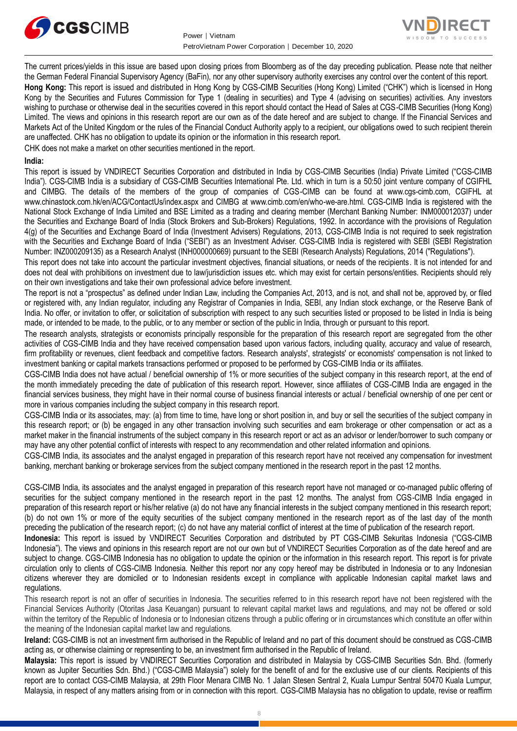The current prices/yields in this issue are based upon closing prices from Bloomberg as of the day preceding publication. Please note that neither the German Federal Financial Supervisory Agency (BaFin), nor any other supervisory authority exercises any control over the content of this report.

**Hong Kong:** This report is issued and distributed in Hong Kong by CGS-CIMB Securities (Hong Kong) Limited ("CHK") which is licensed in Hong Kong by the Securities and Futures Commission for Type 1 (dealing in securities) and Type 4 (advising on securities) activities. Any investors wishing to purchase or otherwise deal in the securities covered in this report should contact the Head of Sales at CGS-CIMB Securities (Hong Kong) Limited. The views and opinions in this research report are our own as of the date hereof and are subject to change. If the Financial Services and Markets Act of the United Kingdom or the rules of the Financial Conduct Authority apply to a recipient, our obligations owed to such recipient therein are unaffected. CHK has no obligation to update its opinion or the information in this research report.

CHK does not make a market on other securities mentioned in the report.

**India:**

This report is issued by VNDIRECT Securities Corporation and distributed in India by CGS-CIMB Securities (India) Private Limited ("CGS-CIMB India"). CGS-CIMB India is a subsidiary of CGS-CIMB Securities International Pte. Ltd. which in turn is a 50:50 joint venture company of CGIFHL and CIMBG. The details of the members of the group of companies of CGS-CIMB can be found at www.cgs-cimb.com, CGIFHL at www.chinastock.com.hk/en/ACG/ContactUs/index.aspx and CIMBG at www.cimb.com/en/who-we-are.html. CGS-CIMB India is registered with the National Stock Exchange of India Limited and BSE Limited as a trading and clearing member (Merchant Banking Number: INM000012037) under the Securities and Exchange Board of India (Stock Brokers and Sub-Brokers) Regulations, 1992. In accordance with the provisions of Regulation 4(g) of the Securities and Exchange Board of India (Investment Advisers) Regulations, 2013, CGS-CIMB India is not required to seek registration with the Securities and Exchange Board of India ("SEBI") as an Investment Adviser. CGS-CIMB India is registered with SEBI (SEBI Registration Number: INZ000209135) as a Research Analyst (INH000000669) pursuant to the SEBI (Research Analysts) Regulations, 2014 ("Regulations").

This report does not take into account the particular investment objectives, financial situations, or needs of the recipients. It is not intended for and does not deal with prohibitions on investment due to law/jurisdiction issues etc. which may exist for certain persons/entities. Recipients should rely on their own investigations and take their own professional advice before investment.

The report is not a "prospectus" as defined under Indian Law, including the Companies Act, 2013, and is not, and shall not be, approved by, or filed or registered with, any Indian regulator, including any Registrar of Companies in India, SEBI, any Indian stock exchange, or the Reserve Bank of India. No offer, or invitation to offer, or solicitation of subscription with respect to any such securities listed or proposed to be listed in India is being made, or intended to be made, to the public, or to any member or section of the public in India, through or pursuant to this report.

The research analysts, strategists or economists principally responsible for the preparation of this research report are segregated from the other activities of CGS-CIMB India and they have received compensation based upon various factors, including quality, accuracy and value of research, firm profitability or revenues, client feedback and competitive factors. Research analysts', strategists' or economists' compensation is not linked to investment banking or capital markets transactions performed or proposed to be performed by CGS-CIMB India or its affiliates.

CGS-CIMB India does not have actual / beneficial ownership of 1% or more securities of the subject company in this research report, at the end of the month immediately preceding the date of publication of this research report. However, since affiliates of CGS-CIMB India are engaged in the financial services business, they might have in their normal course of business financial interests or actual / beneficial ownership of one per cent or more in various companies including the subject company in this research report.

CGS-CIMB India or its associates, may: (a) from time to time, have long or short position in, and buy or sell the securities of the subject company in this research report; or (b) be engaged in any other transaction involving such securities and earn brokerage or other compensation or act as a market maker in the financial instruments of the subject company in this research report or act as an advisor or lender/borrower to such company or may have any other potential conflict of interests with respect to any recommendation and other related information and opinions.

CGS-CIMB India, its associates and the analyst engaged in preparation of this research report have not received any compensation for investment banking, merchant banking or brokerage services from the subject company mentioned in the research report in the past 12 months.

CGS-CIMB India, its associates and the analyst engaged in preparation of this research report have not managed or co-managed public offering of securities for the subject company mentioned in the research report in the past 12 months. The analyst from CGS-CIMB India engaged in preparation of this research report or his/her relative (a) do not have any financial interests in the subject company mentioned in this research report; (b) do not own 1% or more of the equity securities of the subject company mentioned in the research report as of the last day of the month preceding the publication of the research report; (c) do not have any material conflict of interest at the time of publication of the research report.

**Indonesia:** This report is issued by VNDIRECT Securities Corporation and distributed by PT CGS-CIMB Sekuritas Indonesia ("CGS-CIMB Indonesia"). The views and opinions in this research report are not our own but of VNDIRECT Securities Corporation as of the date hereof and are subject to change. CGS-CIMB Indonesia has no obligation to update the opinion or the information in this research report. This report is for private circulation only to clients of CGS-CIMB Indonesia. Neither this report nor any copy hereof may be distributed in Indonesia or to any Indonesian citizens wherever they are domiciled or to Indonesian residents except in compliance with applicable Indonesian capital market laws and regulations.

This research report is not an offer of securities in Indonesia. The securities referred to in this research report have not been registered with the Financial Services Authority (Otoritas Jasa Keuangan) pursuant to relevant capital market laws and regulations, and may not be offered or sold within the territory of the Republic of Indonesia or to Indonesian citizens through a public offering or in circumstances which constitute an offer within the meaning of the Indonesian capital market law and regulations.

**Ireland:** CGS-CIMB is not an investment firm authorised in the Republic of Ireland and no part of this document should be construed as CGS-CIMB acting as, or otherwise claiming or representing to be, an investment firm authorised in the Republic of Ireland.

**Malaysia:** This report is issued by VNDIRECT Securities Corporation and distributed in Malaysia by CGS-CIMB Securities Sdn. Bhd. (formerly known as Jupiter Securities Sdn. Bhd.) ("CGS-CIMB Malaysia") solely for the benefit of and for the exclusive use of our clients. Recipients of this report are to contact CGS-CIMB Malaysia, at 29th Floor Menara CIMB No. 1 Jalan Stesen Sentral 2, Kuala Lumpur Sentral 50470 Kuala Lumpur, Malaysia, in respect of any matters arising from or in connection with this report. CGS-CIMB Malaysia has no obligation to update, revise or reaffirm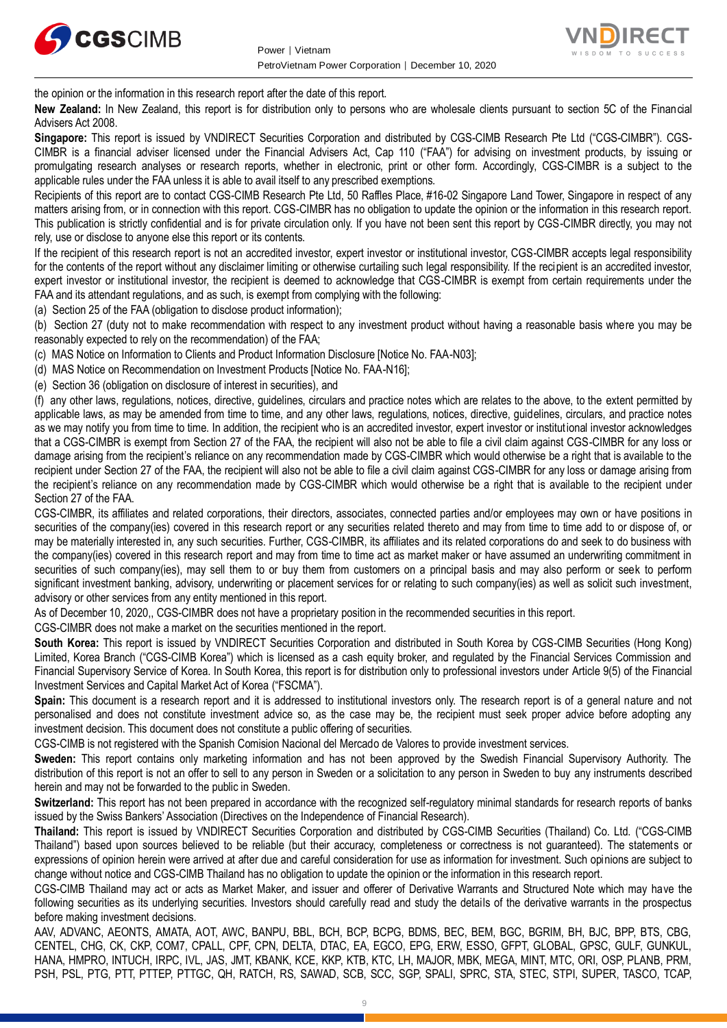the opinion or the information in this research report after the date of this report.

**New Zealand:** In New Zealand, this report is for distribution only to persons who are wholesale clients pursuant to section 5C of the Financial Advisers Act 2008.

**Singapore:** This report is issued by VNDIRECT Securities Corporation and distributed by CGS-CIMB Research Pte Ltd ("CGS-CIMBR"). CGS-CIMBR is a financial adviser licensed under the Financial Advisers Act, Cap 110 ("FAA") for advising on investment products, by issuing or promulgating research analyses or research reports, whether in electronic, print or other form. Accordingly, CGS-CIMBR is a subject to the applicable rules under the FAA unless it is able to avail itself to any prescribed exemptions.

Recipients of this report are to contact CGS-CIMB Research Pte Ltd, 50 Raffles Place, #16-02 Singapore Land Tower, Singapore in respect of any matters arising from, or in connection with this report. CGS-CIMBR has no obligation to update the opinion or the information in this research report. This publication is strictly confidential and is for private circulation only. If you have not been sent this report by CGS-CIMBR directly, you may not rely, use or disclose to anyone else this report or its contents.

If the recipient of this research report is not an accredited investor, expert investor or institutional investor, CGS-CIMBR accepts legal responsibility for the contents of the report without any disclaimer limiting or otherwise curtailing such legal responsibility. If the recipient is an accredited investor, expert investor or institutional investor, the recipient is deemed to acknowledge that CGS-CIMBR is exempt from certain requirements under the FAA and its attendant regulations, and as such, is exempt from complying with the following:

(a) Section 25 of the FAA (obligation to disclose product information);

(b) Section 27 (duty not to make recommendation with respect to any investment product without having a reasonable basis where you may be reasonably expected to rely on the recommendation) of the FAA;

(c) MAS Notice on Information to Clients and Product Information Disclosure [Notice No. FAA-N03];

(d) MAS Notice on Recommendation on Investment Products [Notice No. FAA-N16];

(e) Section 36 (obligation on disclosure of interest in securities), and

(f) any other laws, regulations, notices, directive, guidelines, circulars and practice notes which are relates to the above, to the extent permitted by applicable laws, as may be amended from time to time, and any other laws, regulations, notices, directive, guidelines, circulars, and practice notes as we may notify you from time to time. In addition, the recipient who is an accredited investor, expert investor or institutional investor acknowledges that a CGS-CIMBR is exempt from Section 27 of the FAA, the recipient will also not be able to file a civil claim against CGS-CIMBR for any loss or damage arising from the recipient's reliance on any recommendation made by CGS-CIMBR which would otherwise be a right that is available to the recipient under Section 27 of the FAA, the recipient will also not be able to file a civil claim against CGS-CIMBR for any loss or damage arising from the recipient's reliance on any recommendation made by CGS-CIMBR which would otherwise be a right that is available to the recipient under Section 27 of the FAA.

CGS-CIMBR, its affiliates and related corporations, their directors, associates, connected parties and/or employees may own or have positions in securities of the company(ies) covered in this research report or any securities related thereto and may from time to time add to or dispose of, or may be materially interested in, any such securities. Further, CGS-CIMBR, its affiliates and its related corporations do and seek to do business with the company(ies) covered in this research report and may from time to time act as market maker or have assumed an underwriting commitment in securities of such company(ies), may sell them to or buy them from customers on a principal basis and may also perform or seek to perform significant investment banking, advisory, underwriting or placement services for or relating to such company(ies) as well as solicit such investment, advisory or other services from any entity mentioned in this report.

As of December 10, 2020,, CGS-CIMBR does not have a proprietary position in the recommended securities in this report.

CGS-CIMBR does not make a market on the securities mentioned in the report.

**South Korea:** This report is issued by VNDIRECT Securities Corporation and distributed in South Korea by CGS-CIMB Securities (Hong Kong) Limited, Korea Branch ("CGS-CIMB Korea") which is licensed as a cash equity broker, and regulated by the Financial Services Commission and Financial Supervisory Service of Korea. In South Korea, this report is for distribution only to professional investors under Article 9(5) of the Financial Investment Services and Capital Market Act of Korea ("FSCMA").

**Spain:** This document is a research report and it is addressed to institutional investors only. The research report is of a general nature and not personalised and does not constitute investment advice so, as the case may be, the recipient must seek proper advice before adopting any investment decision. This document does not constitute a public offering of securities.

CGS-CIMB is not registered with the Spanish Comision Nacional del Mercado de Valores to provide investment services.

**Sweden:** This report contains only marketing information and has not been approved by the Swedish Financial Supervisory Authority. The distribution of this report is not an offer to sell to any person in Sweden or a solicitation to any person in Sweden to buy any instruments described herein and may not be forwarded to the public in Sweden.

**Switzerland:** This report has not been prepared in accordance with the recognized self-regulatory minimal standards for research reports of banks issued by the Swiss Bankers' Association (Directives on the Independence of Financial Research).

**Thailand:** This report is issued by VNDIRECT Securities Corporation and distributed by CGS-CIMB Securities (Thailand) Co. Ltd. ("CGS-CIMB Thailand") based upon sources believed to be reliable (but their accuracy, completeness or correctness is not guaranteed). The statements or expressions of opinion herein were arrived at after due and careful consideration for use as information for investment. Such opinions are subject to change without notice and CGS-CIMB Thailand has no obligation to update the opinion or the information in this research report.

CGS-CIMB Thailand may act or acts as Market Maker, and issuer and offerer of Derivative Warrants and Structured Note which may have the following securities as its underlying securities. Investors should carefully read and study the details of the derivative warrants in the prospectus before making investment decisions.

AAV, ADVANC, AEONTS, AMATA, AOT, AWC, BANPU, BBL, BCH, BCP, BCPG, BDMS, BEC, BEM, BGC, BGRIM, BH, BJC, BPP, BTS, CBG, CENTEL, CHG, CK, CKP, COM7, CPALL, CPF, CPN, DELTA, DTAC, EA, EGCO, EPG, ERW, ESSO, GFPT, GLOBAL, GPSC, GULF, GUNKUL, HANA, HMPRO, INTUCH, IRPC, IVL, JAS, JMT, KBANK, KCE, KKP, KTB, KTC, LH, MAJOR, MBK, MEGA, MINT, MTC, ORI, OSP, PLANB, PRM, PSH, PSL, PTG, PTT, PTTEP, PTTGC, QH, RATCH, RS, SAWAD, SCB, SCC, SGP, SPALI, SPRC, STA, STEC, STPI, SUPER, TASCO, TCAP,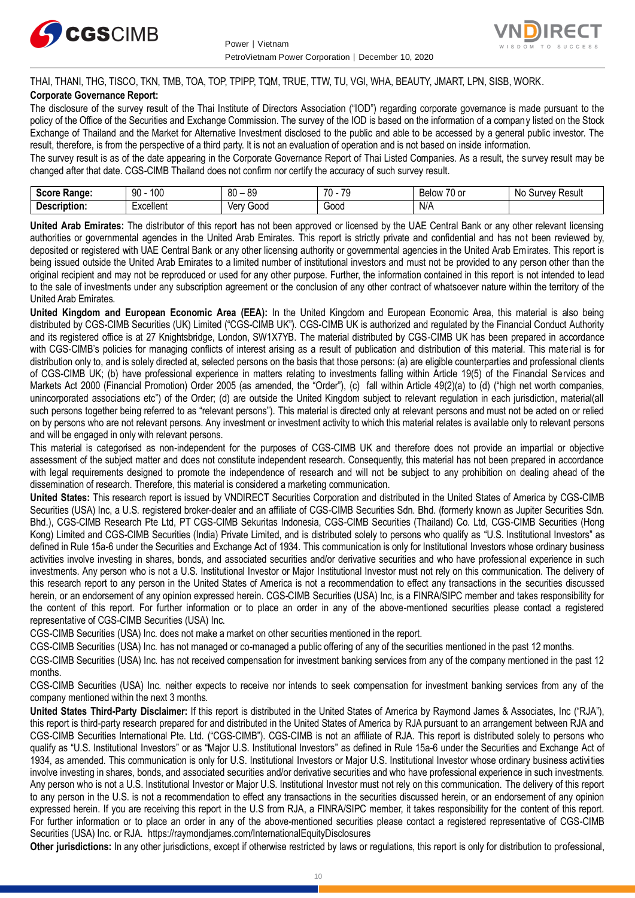THAI, THANI, THG, TISCO, TKN, TMB, TOA, TOP, TPIPP, TQM, TRUE, TTW, TU, VGI, WHA, BEAUTY, JMART, LPN, SISB, WORK.

**Corporate Governance Report:**

The disclosure of the survey result of the Thai Institute of Directors Association ("IOD") regarding corporate governance is made pursuant to the policy of the Office of the Securities and Exchange Commission. The survey of the IOD is based on the information of a company listed on the Stock Exchange of Thailand and the Market for Alternative Investment disclosed to the public and able to be accessed by a general public investor. The result, therefore, is from the perspective of a third party. It is not an evaluation of operation and is not based on inside information.

The survey result is as of the date appearing in the Corporate Governance Report of Thai Listed Companies. As a result, the survey result may be changed after that date. CGS-CIMB Thailand does not confirm nor certify the accuracy of such survey result.

| **Score Range:** | 90 - 100 | 80 – 89 | 70 - 79 | Below 70 or | No Survey Result |
|---|---|---|---|---|---|
| **Description:** | Excellent | Very Good | Good | N/A | |

**United Arab Emirates:** The distributor of this report has not been approved or licensed by the UAE Central Bank or any other relevant licensing authorities or governmental agencies in the United Arab Emirates. This report is strictly private and confidential and has not been reviewed by, deposited or registered with UAE Central Bank or any other licensing authority or governmental agencies in the United Arab Emirates. This report is being issued outside the United Arab Emirates to a limited number of institutional investors and must not be provided to any person other than the original recipient and may not be reproduced or used for any other purpose. Further, the information contained in this report is not intended to lead to the sale of investments under any subscription agreement or the conclusion of any other contract of whatsoever nature within the territory of the United Arab Emirates.

**United Kingdom and European Economic Area (EEA):** In the United Kingdom and European Economic Area, this material is also being distributed by CGS-CIMB Securities (UK) Limited ("CGS-CIMB UK"). CGS-CIMB UK is authorized and regulated by the Financial Conduct Authority and its registered office is at 27 Knightsbridge, London, SW1X7YB. The material distributed by CGS-CIMB UK has been prepared in accordance with CGS-CIMB's policies for managing conflicts of interest arising as a result of publication and distribution of this material. This material is for distribution only to, and is solely directed at, selected persons on the basis that those persons: (a) are eligible counterparties and professional clients of CGS-CIMB UK; (b) have professional experience in matters relating to investments falling within Article 19(5) of the Financial Services and Markets Act 2000 (Financial Promotion) Order 2005 (as amended, the "Order"), (c) fall within Article 49(2)(a) to (d) ("high net worth companies, unincorporated associations etc") of the Order; (d) are outside the United Kingdom subject to relevant regulation in each jurisdiction, material(all such persons together being referred to as "relevant persons"). This material is directed only at relevant persons and must not be acted on or relied on by persons who are not relevant persons. Any investment or investment activity to which this material relates is available only to relevant persons and will be engaged in only with relevant persons.

This material is categorised as non-independent for the purposes of CGS-CIMB UK and therefore does not provide an impartial or objective assessment of the subject matter and does not constitute independent research. Consequently, this material has not been prepared in accordance with legal requirements designed to promote the independence of research and will not be subject to any prohibition on dealing ahead of the dissemination of research. Therefore, this material is considered a marketing communication.

**United States:** This research report is issued by VNDIRECT Securities Corporation and distributed in the United States of America by CGS-CIMB Securities (USA) Inc, a U.S. registered broker-dealer and an affiliate of CGS-CIMB Securities Sdn. Bhd. (formerly known as Jupiter Securities Sdn. Bhd.), CGS-CIMB Research Pte Ltd, PT CGS-CIMB Sekuritas Indonesia, CGS-CIMB Securities (Thailand) Co. Ltd, CGS-CIMB Securities (Hong Kong) Limited and CGS-CIMB Securities (India) Private Limited, and is distributed solely to persons who qualify as "U.S. Institutional Investors" as defined in Rule 15a-6 under the Securities and Exchange Act of 1934. This communication is only for Institutional Investors whose ordinary business activities involve investing in shares, bonds, and associated securities and/or derivative securities and who have professional experience in such investments. Any person who is not a U.S. Institutional Investor or Major Institutional Investor must not rely on this communication. The delivery of this research report to any person in the United States of America is not a recommendation to effect any transactions in the securities discussed herein, or an endorsement of any opinion expressed herein. CGS-CIMB Securities (USA) Inc, is a FINRA/SIPC member and takes responsibility for the content of this report. For further information or to place an order in any of the above-mentioned securities please contact a registered representative of CGS-CIMB Securities (USA) Inc.

CGS-CIMB Securities (USA) Inc. does not make a market on other securities mentioned in the report.

CGS-CIMB Securities (USA) Inc. has not managed or co-managed a public offering of any of the securities mentioned in the past 12 months.

CGS-CIMB Securities (USA) Inc. has not received compensation for investment banking services from any of the company mentioned in the past 12 months.

CGS-CIMB Securities (USA) Inc. neither expects to receive nor intends to seek compensation for investment banking services from any of the company mentioned within the next 3 months.

**United States Third-Party Disclaimer:** If this report is distributed in the United States of America by Raymond James & Associates, Inc ("RJA"), this report is third-party research prepared for and distributed in the United States of America by RJA pursuant to an arrangement between RJA and CGS-CIMB Securities International Pte. Ltd. ("CGS-CIMB"). CGS-CIMB is not an affiliate of RJA. This report is distributed solely to persons who qualify as "U.S. Institutional Investors" or as "Major U.S. Institutional Investors" as defined in Rule 15a-6 under the Securities and Exchange Act of 1934, as amended. This communication is only for U.S. Institutional Investors or Major U.S. Institutional Investor whose ordinary business activities involve investing in shares, bonds, and associated securities and/or derivative securities and who have professional experience in such investments. Any person who is not a U.S. Institutional Investor or Major U.S. Institutional Investor must not rely on this communication. The delivery of this report to any person in the U.S. is not a recommendation to effect any transactions in the securities discussed herein, or an endorsement of any opinion expressed herein. If you are receiving this report in the U.S from RJA, a FINRA/SIPC member, it takes responsibility for the content of this report. For further information or to place an order in any of the above-mentioned securities please contact a registered representative of CGS-CIMB Securities (USA) Inc. or RJA. https://raymondjames.com/InternationalEquityDisclosures

**Other jurisdictions:** In any other jurisdictions, except if otherwise restricted by laws or regulations, this report is only for distribution to professional,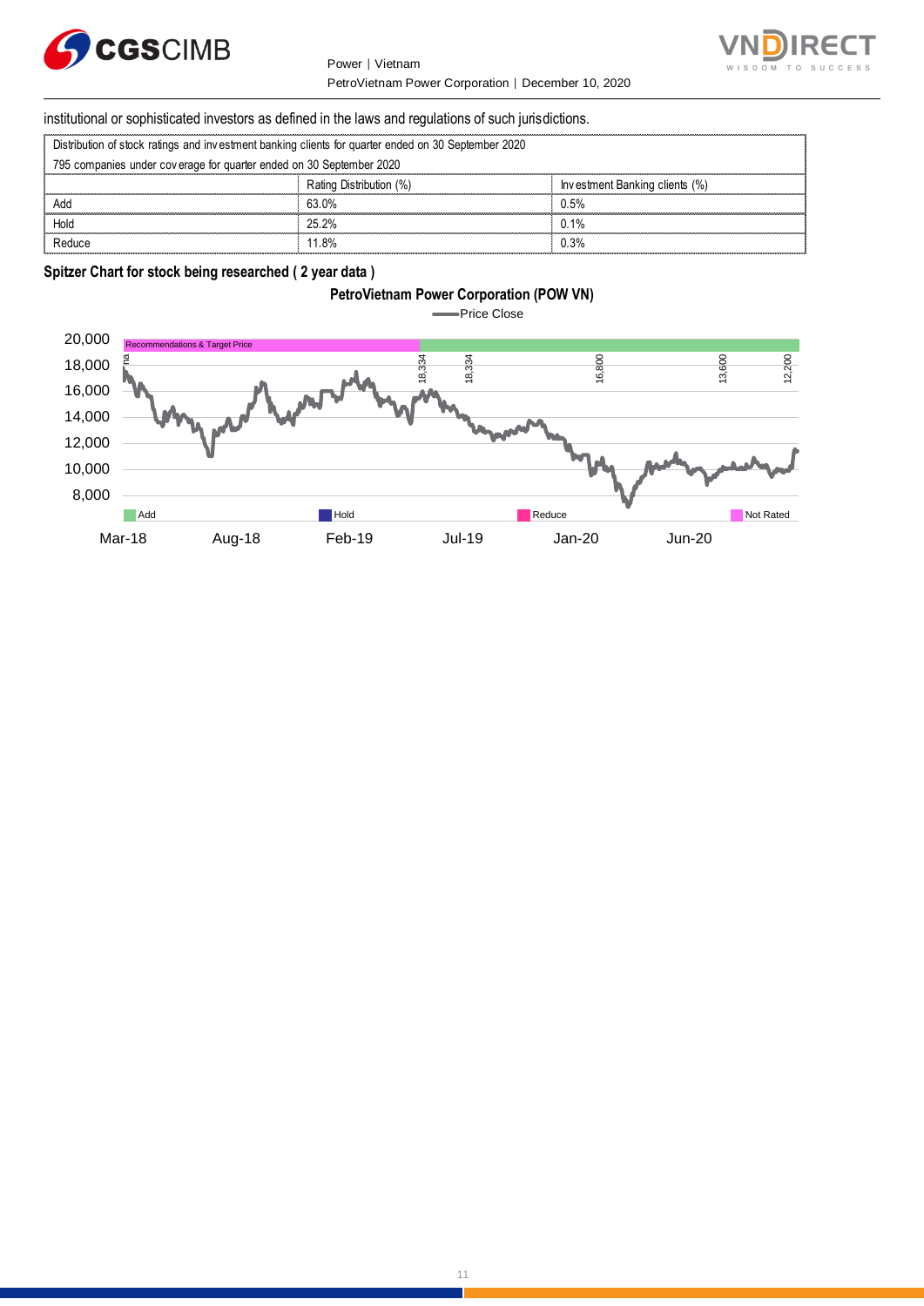institutional or sophisticated investors as defined in the laws and regulations of such jurisdictions.

| Distribution of stock ratings and investment banking clients for quarter ended on 30 September 2020 | | |
|---|---|---|
| 795 companies under coverage for quarter ended on 30 September 2020 | | |
| | Rating Distribution (%) | Investment Banking clients (%) |
| Add | 63.0% | 0.5% |
| Hold | 25.2% | 0.1% |
| Reduce | 11.8% | 0.3% |

**Spitzer Chart for stock being researched ( 2 year data )**

**PetroVietnam Power Corporation (POW VN)**

Price Close

Recommendations & Target Price

na, 18,334, 18,334, 16,800, 13,600, 12,200

20,000
18,000
16,000
14,000
12,000
10,000
8,000

Add | Hold | Reduce | Not Rated

Mar-18 | Aug-18 | Feb-19 | Jul-19 | Jan-20 | Jun-20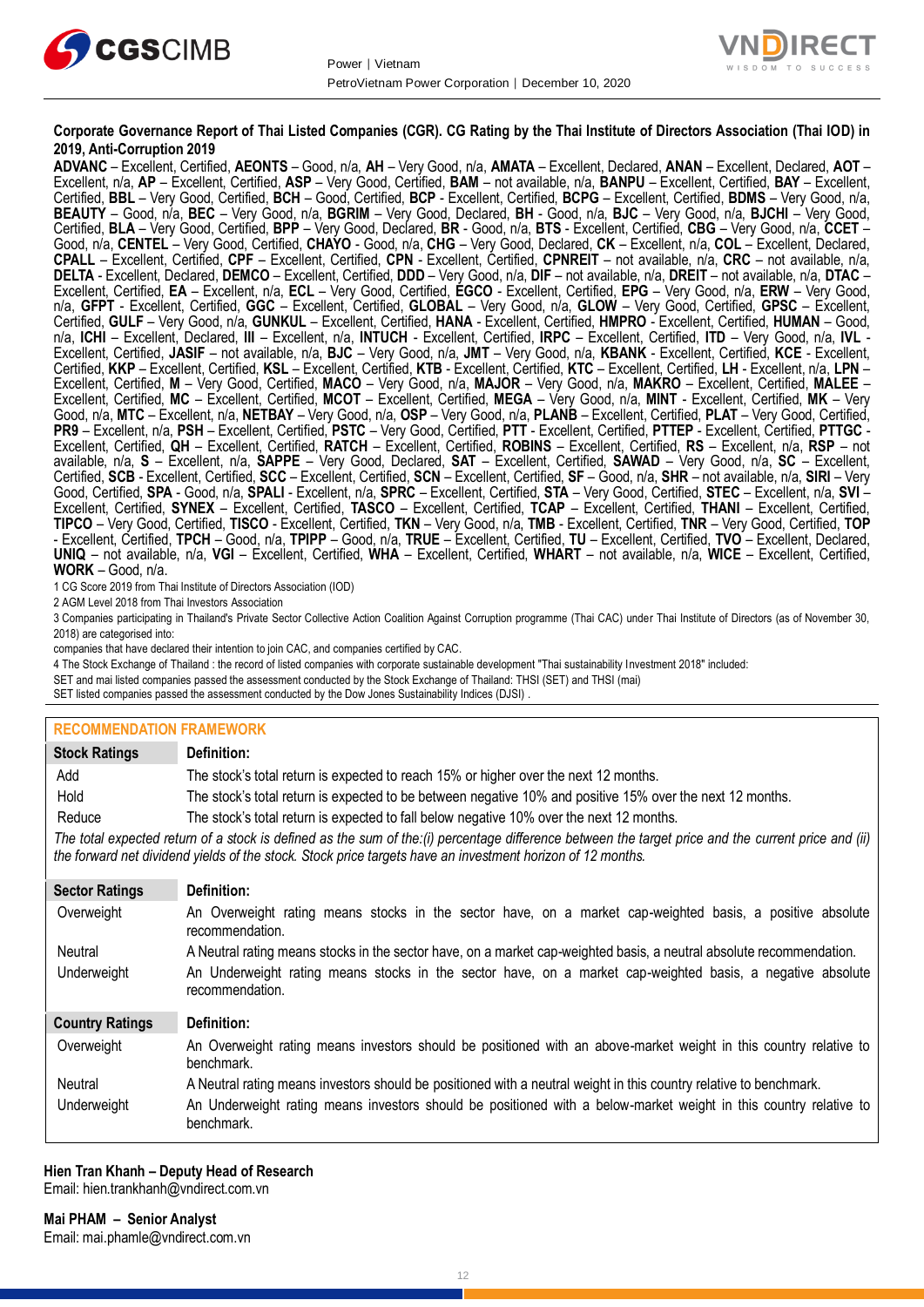**Corporate Governance Report of Thai Listed Companies (CGR). CG Rating by the Thai Institute of Directors Association (Thai IOD) in 2019, Anti-Corruption 2019**

**ADVANC** – Excellent, Certified, **AEONTS** – Good, n/a, **AH** – Very Good, n/a, **AMATA** – Excellent, Declared, **ANAN** – Excellent, Declared, **AOT** – Excellent, n/a, **AP** – Excellent, Certified, **ASP** – Very Good, Certified, **BAM** – not available, n/a, **BANPU** – Excellent, Certified, **BAY** – Excellent, Certified, **BBL** – Very Good, Certified, **BCH** – Good, Certified, **BCP** - Excellent, Certified, **BCPG** – Excellent, Certified, **BDMS** – Very Good, n/a, **BEAUTY** – Good, n/a, **BEC** – Very Good, n/a, **BGRIM** – Very Good, Declared, **BH** - Good, n/a, **BJC** – Very Good, n/a, **BJCHI** – Very Good, Certified, **BLA** – Very Good, Certified, **BPP** – Very Good, Declared, **BR** - Good, n/a, **BTS** - Excellent, Certified, **CBG** – Very Good, n/a, **CCET** – Good, n/a, **CENTEL** – Very Good, Certified, **CHAYO** - Good, n/a, **CHG** – Very Good, Declared, **CK** – Excellent, n/a, **COL** – Excellent, Declared, **CPALL** – Excellent, Certified, **CPF** – Excellent, Certified, **CPN** - Excellent, Certified, **CPNREIT** – not available, n/a, **CRC** – not available, n/a, **DELTA** - Excellent, Declared, **DEMCO** – Excellent, Certified, **DDD** – Very Good, n/a, **DIF** – not available, n/a, **DREIT** – not available, n/a, **DTAC** – Excellent, Certified, **EA** – Excellent, n/a, **ECL** – Very Good, Certified, **EGCO** - Excellent, Certified, **EPG** – Very Good, n/a, **ERW** – Very Good, n/a, **GFPT** - Excellent, Certified, **GGC** – Excellent, Certified, **GLOBAL** – Very Good, n/a, **GLOW** – Very Good, Certified, **GPSC** – Excellent, Certified, **GULF** – Very Good, n/a, **GUNKUL** – Excellent, Certified, **HANA** - Excellent, Certified, **HMPRO** - Excellent, Certified, **HUMAN** – Good, n/a, **ICHI** – Excellent, Declared, **III** – Excellent, n/a, **INTUCH** - Excellent, Certified, **IRPC** – Excellent, Certified, **ITD** – Very Good, n/a, **IVL** - Excellent, Certified, **JASIF** – not available, n/a, **BJC** – Very Good, n/a, **JMT** – Very Good, n/a, **KBANK** - Excellent, Certified, **KCE** - Excellent, Certified, **KKP** – Excellent, Certified, **KSL** – Excellent, Certified, **KTB** - Excellent, Certified, **KTC** – Excellent, Certified, **LH** - Excellent, n/a, **LPN** – Excellent, Certified, **M** – Very Good, Certified, **MACO** – Very Good, n/a, **MAJOR** – Very Good, n/a, **MAKRO** – Excellent, Certified, **MALEE** – Excellent, Certified, **MC** – Excellent, Certified, **MCOT** – Excellent, Certified, **MEGA** – Very Good, n/a, **MINT** - Excellent, Certified, **MK** – Very Good, n/a, **MTC** – Excellent, n/a, **NETBAY** – Very Good, n/a, **OSP** – Very Good, n/a, **PLANB** – Excellent, Certified, **PLAT** – Very Good, Certified, **PR9** – Excellent, n/a, **PSH** – Excellent, Certified, **PSTC** – Very Good, Certified, **PTT** - Excellent, Certified, **PTTEP** - Excellent, Certified, **PTTGC** - Excellent, Certified, **QH** – Excellent, Certified, **RATCH** – Excellent, Certified, **ROBINS** – Excellent, Certified, **RS** – Excellent, n/a, **RSP** – not available, n/a, **S** – Excellent, n/a, **SAPPE** – Very Good, Declared, **SAT** – Excellent, Certified, **SAWAD** – Very Good, n/a, **SC** – Excellent, Certified, **SCB** - Excellent, Certified, **SCC** – Excellent, Certified, **SCN** – Excellent, Certified, **SF** – Good, n/a, **SHR** – not available, n/a, **SIRI** – Very Good, Certified, **SPA** - Good, n/a, **SPALI** - Excellent, n/a, **SPRC** – Excellent, Certified, **STA** – Very Good, Certified, **STEC** – Excellent, n/a, **SVI** – Excellent, Certified, **SYNEX** – Excellent, Certified, **TASCO** – Excellent, Certified, **TCAP** – Excellent, Certified, **THANI** – Excellent, Certified, **TIPCO** – Very Good, Certified, **TISCO** - Excellent, Certified, **TKN** – Very Good, n/a, **TMB** - Excellent, Certified, **TNR** – Very Good, Certified, **TOP** - Excellent, Certified, **TPCH** – Good, n/a, **TPIPP** – Good, n/a, **TRUE** – Excellent, Certified, **TU** – Excellent, Certified, **TVO** – Excellent, Declared, **UNIQ** – not available, n/a, **VGI** – Excellent, Certified, **WHA** – Excellent, Certified, **WHART** – not available, n/a, **WICE** – Excellent, Certified, **WORK** – Good, n/a.

1 CG Score 2019 from Thai Institute of Directors Association (IOD)

2 AGM Level 2018 from Thai Investors Association

3 Companies participating in Thailand's Private Sector Collective Action Coalition Against Corruption programme (Thai CAC) under Thai Institute of Directors (as of November 30, 2018) are categorised into:

companies that have declared their intention to join CAC, and companies certified by CAC.

4 The Stock Exchange of Thailand : the record of listed companies with corporate sustainable development "Thai sustainability Investment 2018" included:

SET and mai listed companies passed the assessment conducted by the Stock Exchange of Thailand: THSI (SET) and THSI (mai)

SET listed companies passed the assessment conducted by the Dow Jones Sustainability Indices (DJSI) .

## RECOMMENDATION FRAMEWORK

| Stock Ratings | Definition: |
|---|---|
| Add | The stock's total return is expected to reach 15% or higher over the next 12 months. |
| Hold | The stock's total return is expected to be between negative 10% and positive 15% over the next 12 months. |
| Reduce | The stock's total return is expected to fall below negative 10% over the next 12 months. |

*The total expected return of a stock is defined as the sum of the:(i) percentage difference between the target price and the current price and (ii) the forward net dividend yields of the stock. Stock price targets have an investment horizon of 12 months.*

| Sector Ratings | Definition: |
|---|---|
| Overweight | An Overweight rating means stocks in the sector have, on a market cap-weighted basis, a positive absolute recommendation. |
| Neutral | A Neutral rating means stocks in the sector have, on a market cap-weighted basis, a neutral absolute recommendation. |
| Underweight | An Underweight rating means stocks in the sector have, on a market cap-weighted basis, a negative absolute recommendation. |

| Country Ratings | Definition: |
|---|---|
| Overweight | An Overweight rating means investors should be positioned with an above-market weight in this country relative to benchmark. |
| Neutral | A Neutral rating means investors should be positioned with a neutral weight in this country relative to benchmark. |
| Underweight | An Underweight rating means investors should be positioned with a below-market weight in this country relative to benchmark. |

**Hien Tran Khanh – Deputy Head of Research**
Email: hien.trankhanh@vndirect.com.vn

**Mai PHAM – Senior Analyst**
Email: mai.phamle@vndirect.com.vn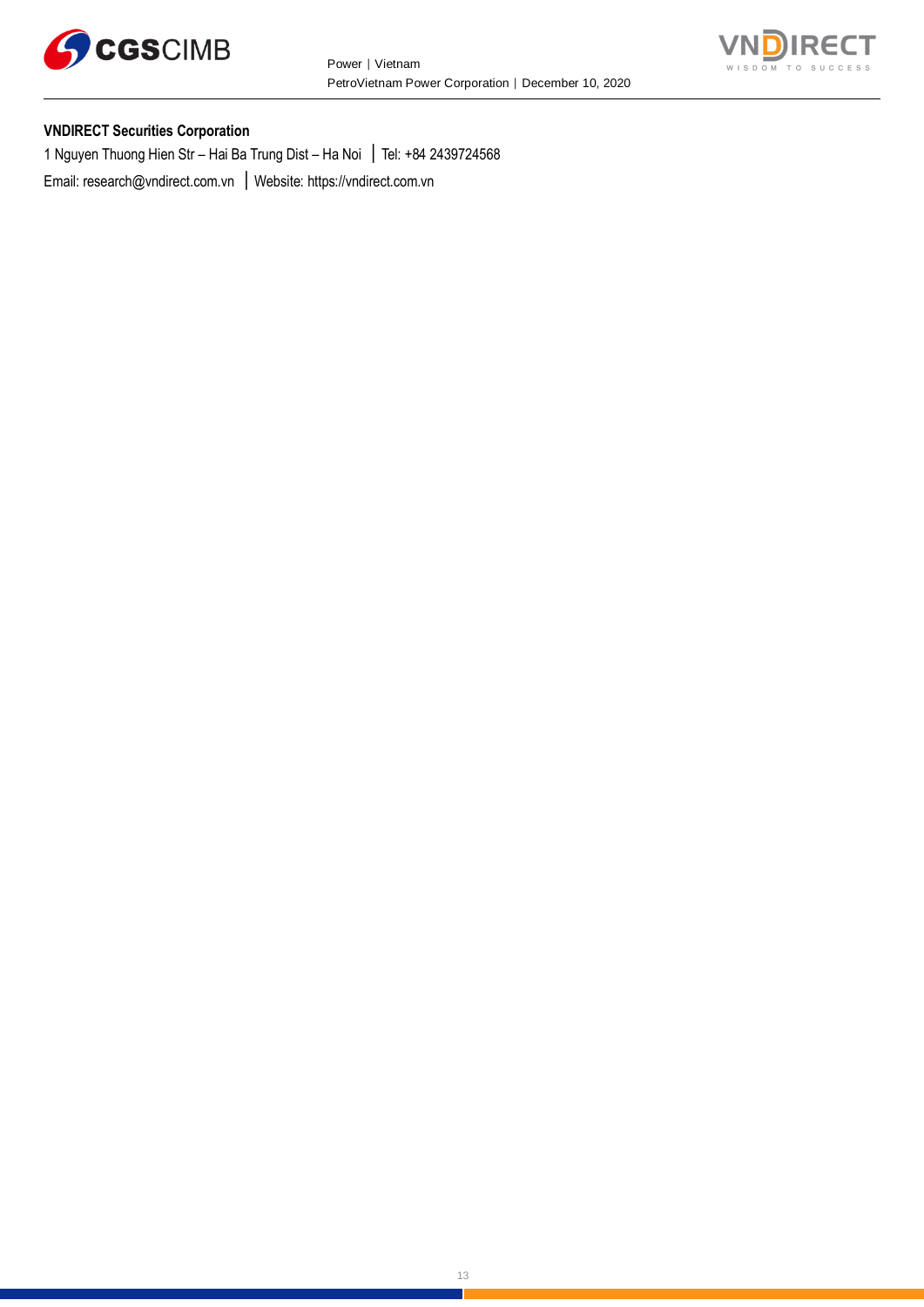**VNDIRECT Securities Corporation**

1 Nguyen Thuong Hien Str – Hai Ba Trung Dist – Ha Noi | Tel: +84 2439724568

Email: research@vndirect.com.vn | Website: https://vndirect.com.vn